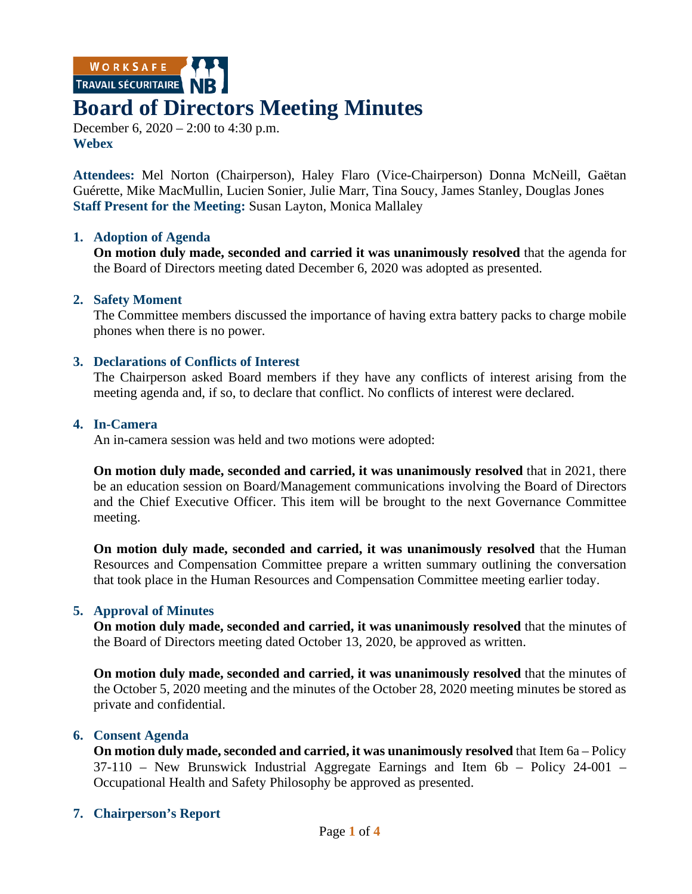# Board of Directors Meeting Minutes

December 6, 2020 – 2:00 to 4:30 p.m.
**Webex**

**Attendees:** Mel Norton (Chairperson), Haley Flaro (Vice-Chairperson) Donna McNeill, Gaëtan Guérette, Mike MacMullin, Lucien Sonier, Julie Marr, Tina Soucy, James Stanley, Douglas Jones
**Staff Present for the Meeting:** Susan Layton, Monica Mallaley

## 1. Adoption of Agenda

**On motion duly made, seconded and carried it was unanimously resolved** that the agenda for the Board of Directors meeting dated December 6, 2020 was adopted as presented.

## 2. Safety Moment

The Committee members discussed the importance of having extra battery packs to charge mobile phones when there is no power.

## 3. Declarations of Conflicts of Interest

The Chairperson asked Board members if they have any conflicts of interest arising from the meeting agenda and, if so, to declare that conflict. No conflicts of interest were declared.

## 4. In-Camera

An in-camera session was held and two motions were adopted:

**On motion duly made, seconded and carried, it was unanimously resolved** that in 2021, there be an education session on Board/Management communications involving the Board of Directors and the Chief Executive Officer. This item will be brought to the next Governance Committee meeting.

**On motion duly made, seconded and carried, it was unanimously resolved** that the Human Resources and Compensation Committee prepare a written summary outlining the conversation that took place in the Human Resources and Compensation Committee meeting earlier today.

## 5. Approval of Minutes

**On motion duly made, seconded and carried, it was unanimously resolved** that the minutes of the Board of Directors meeting dated October 13, 2020, be approved as written.

**On motion duly made, seconded and carried, it was unanimously resolved** that the minutes of the October 5, 2020 meeting and the minutes of the October 28, 2020 meeting minutes be stored as private and confidential.

## 6. Consent Agenda

**On motion duly made, seconded and carried, it was unanimously resolved** that Item 6a – Policy 37-110 – New Brunswick Industrial Aggregate Earnings and Item 6b – Policy 24-001 – Occupational Health and Safety Philosophy be approved as presented.

## 7. Chairperson's Report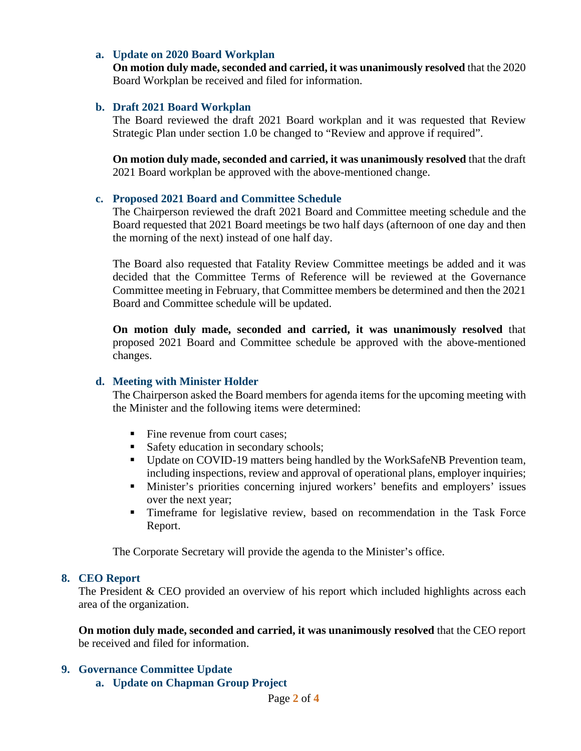### a. Update on 2020 Board Workplan

**On motion duly made, seconded and carried, it was unanimously resolved** that the 2020 Board Workplan be received and filed for information.

### b. Draft 2021 Board Workplan

The Board reviewed the draft 2021 Board workplan and it was requested that Review Strategic Plan under section 1.0 be changed to "Review and approve if required".

**On motion duly made, seconded and carried, it was unanimously resolved** that the draft 2021 Board workplan be approved with the above-mentioned change.

### c. Proposed 2021 Board and Committee Schedule

The Chairperson reviewed the draft 2021 Board and Committee meeting schedule and the Board requested that 2021 Board meetings be two half days (afternoon of one day and then the morning of the next) instead of one half day.

The Board also requested that Fatality Review Committee meetings be added and it was decided that the Committee Terms of Reference will be reviewed at the Governance Committee meeting in February, that Committee members be determined and then the 2021 Board and Committee schedule will be updated.

**On motion duly made, seconded and carried, it was unanimously resolved** that proposed 2021 Board and Committee schedule be approved with the above-mentioned changes.

### d. Meeting with Minister Holder

The Chairperson asked the Board members for agenda items for the upcoming meeting with the Minister and the following items were determined:

- Fine revenue from court cases;
- Safety education in secondary schools;
- Update on COVID-19 matters being handled by the WorkSafeNB Prevention team, including inspections, review and approval of operational plans, employer inquiries;
- Minister's priorities concerning injured workers' benefits and employers' issues over the next year;
- Timeframe for legislative review, based on recommendation in the Task Force Report.

The Corporate Secretary will provide the agenda to the Minister's office.

## 8. CEO Report

The President & CEO provided an overview of his report which included highlights across each area of the organization.

**On motion duly made, seconded and carried, it was unanimously resolved** that the CEO report be received and filed for information.

## 9. Governance Committee Update

### a. Update on Chapman Group Project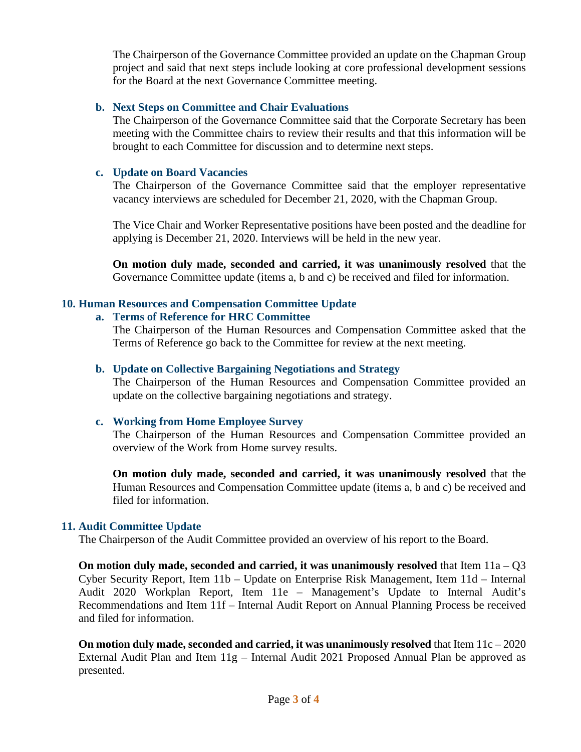The Chairperson of the Governance Committee provided an update on the Chapman Group project and said that next steps include looking at core professional development sessions for the Board at the next Governance Committee meeting.

### b. Next Steps on Committee and Chair Evaluations

The Chairperson of the Governance Committee said that the Corporate Secretary has been meeting with the Committee chairs to review their results and that this information will be brought to each Committee for discussion and to determine next steps.

### c. Update on Board Vacancies

The Chairperson of the Governance Committee said that the employer representative vacancy interviews are scheduled for December 21, 2020, with the Chapman Group.

The Vice Chair and Worker Representative positions have been posted and the deadline for applying is December 21, 2020. Interviews will be held in the new year.

**On motion duly made, seconded and carried, it was unanimously resolved** that the Governance Committee update (items a, b and c) be received and filed for information.

## 10. Human Resources and Compensation Committee Update

### a. Terms of Reference for HRC Committee

The Chairperson of the Human Resources and Compensation Committee asked that the Terms of Reference go back to the Committee for review at the next meeting.

### b. Update on Collective Bargaining Negotiations and Strategy

The Chairperson of the Human Resources and Compensation Committee provided an update on the collective bargaining negotiations and strategy.

### c. Working from Home Employee Survey

The Chairperson of the Human Resources and Compensation Committee provided an overview of the Work from Home survey results.

**On motion duly made, seconded and carried, it was unanimously resolved** that the Human Resources and Compensation Committee update (items a, b and c) be received and filed for information.

## 11. Audit Committee Update

The Chairperson of the Audit Committee provided an overview of his report to the Board.

**On motion duly made, seconded and carried, it was unanimously resolved** that Item 11a – Q3 Cyber Security Report, Item 11b – Update on Enterprise Risk Management, Item 11d – Internal Audit 2020 Workplan Report, Item 11e – Management's Update to Internal Audit's Recommendations and Item 11f – Internal Audit Report on Annual Planning Process be received and filed for information.

**On motion duly made, seconded and carried, it was unanimously resolved** that Item 11c – 2020 External Audit Plan and Item 11g – Internal Audit 2021 Proposed Annual Plan be approved as presented.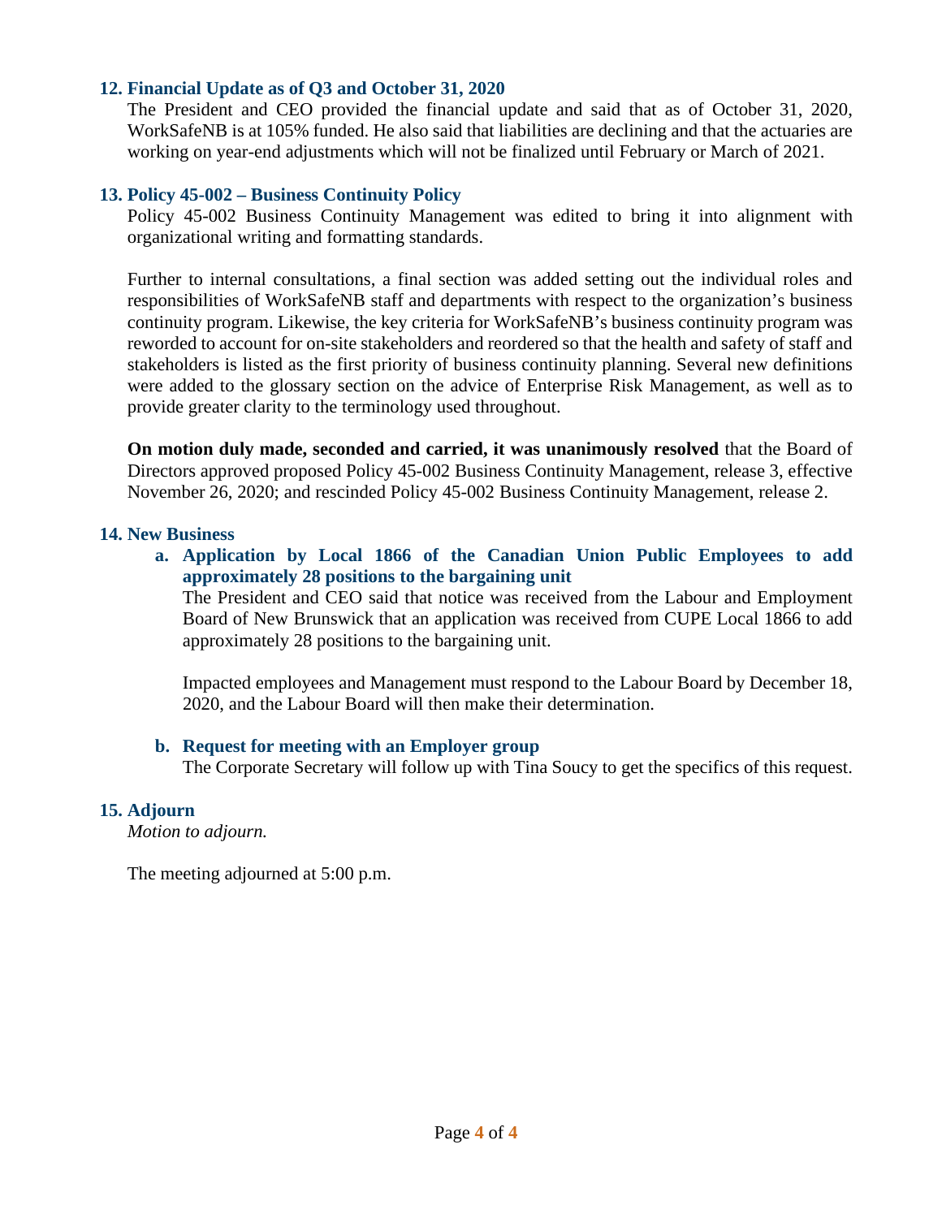## 12. Financial Update as of Q3 and October 31, 2020

The President and CEO provided the financial update and said that as of October 31, 2020, WorkSafeNB is at 105% funded. He also said that liabilities are declining and that the actuaries are working on year-end adjustments which will not be finalized until February or March of 2021.

## 13. Policy 45-002 – Business Continuity Policy

Policy 45-002 Business Continuity Management was edited to bring it into alignment with organizational writing and formatting standards.

Further to internal consultations, a final section was added setting out the individual roles and responsibilities of WorkSafeNB staff and departments with respect to the organization's business continuity program. Likewise, the key criteria for WorkSafeNB's business continuity program was reworded to account for on-site stakeholders and reordered so that the health and safety of staff and stakeholders is listed as the first priority of business continuity planning. Several new definitions were added to the glossary section on the advice of Enterprise Risk Management, as well as to provide greater clarity to the terminology used throughout.

**On motion duly made, seconded and carried, it was unanimously resolved** that the Board of Directors approved proposed Policy 45-002 Business Continuity Management, release 3, effective November 26, 2020; and rescinded Policy 45-002 Business Continuity Management, release 2.

## 14. New Business

### a. Application by Local 1866 of the Canadian Union Public Employees to add approximately 28 positions to the bargaining unit

The President and CEO said that notice was received from the Labour and Employment Board of New Brunswick that an application was received from CUPE Local 1866 to add approximately 28 positions to the bargaining unit.

Impacted employees and Management must respond to the Labour Board by December 18, 2020, and the Labour Board will then make their determination.

### b. Request for meeting with an Employer group

The Corporate Secretary will follow up with Tina Soucy to get the specifics of this request.

## 15. Adjourn

*Motion to adjourn.*

The meeting adjourned at 5:00 p.m.